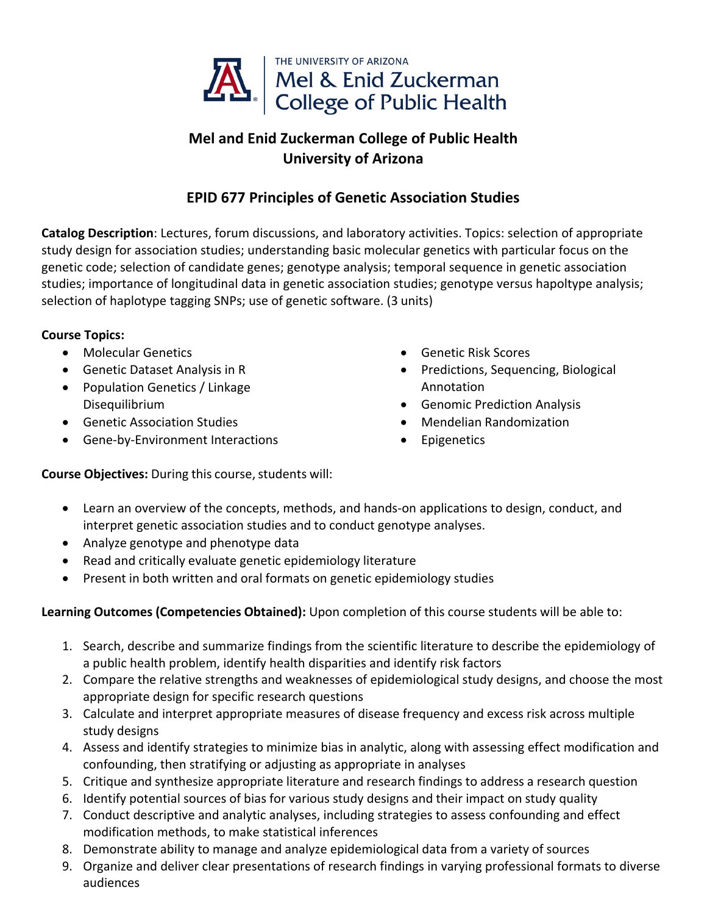THE UNIVERSITY OF ARIZONA
Mel & Enid Zuckerman
College of Public Health

# Mel and Enid Zuckerman College of Public Health
# University of Arizona

## EPID 677 Principles of Genetic Association Studies

**Catalog Description**: Lectures, forum discussions, and laboratory activities. Topics: selection of appropriate study design for association studies; understanding basic molecular genetics with particular focus on the genetic code; selection of candidate genes; genotype analysis; temporal sequence in genetic association studies; importance of longitudinal data in genetic association studies; genotype versus hapoltype analysis; selection of haplotype tagging SNPs; use of genetic software. (3 units)

**Course Topics:**

- Molecular Genetics
- Genetic Dataset Analysis in R
- Population Genetics / Linkage Disequilibrium
- Genetic Association Studies
- Gene-by-Environment Interactions
- Genetic Risk Scores
- Predictions, Sequencing, Biological Annotation
- Genomic Prediction Analysis
- Mendelian Randomization
- Epigenetics

**Course Objectives:** During this course, students will:

- Learn an overview of the concepts, methods, and hands-on applications to design, conduct, and interpret genetic association studies and to conduct genotype analyses.
- Analyze genotype and phenotype data
- Read and critically evaluate genetic epidemiology literature
- Present in both written and oral formats on genetic epidemiology studies

**Learning Outcomes (Competencies Obtained):** Upon completion of this course students will be able to:

1. Search, describe and summarize findings from the scientific literature to describe the epidemiology of a public health problem, identify health disparities and identify risk factors
2. Compare the relative strengths and weaknesses of epidemiological study designs, and choose the most appropriate design for specific research questions
3. Calculate and interpret appropriate measures of disease frequency and excess risk across multiple study designs
4. Assess and identify strategies to minimize bias in analytic, along with assessing effect modification and confounding, then stratifying or adjusting as appropriate in analyses
5. Critique and synthesize appropriate literature and research findings to address a research question
6. Identify potential sources of bias for various study designs and their impact on study quality
7. Conduct descriptive and analytic analyses, including strategies to assess confounding and effect modification methods, to make statistical inferences
8. Demonstrate ability to manage and analyze epidemiological data from a variety of sources
9. Organize and deliver clear presentations of research findings in varying professional formats to diverse audiences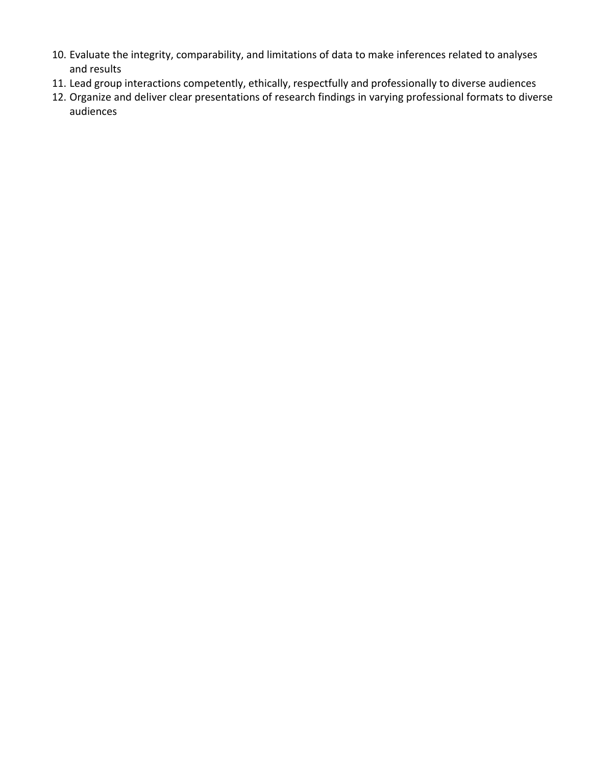10. Evaluate the integrity, comparability, and limitations of data to make inferences related to analyses and results
11. Lead group interactions competently, ethically, respectfully and professionally to diverse audiences
12. Organize and deliver clear presentations of research findings in varying professional formats to diverse audiences